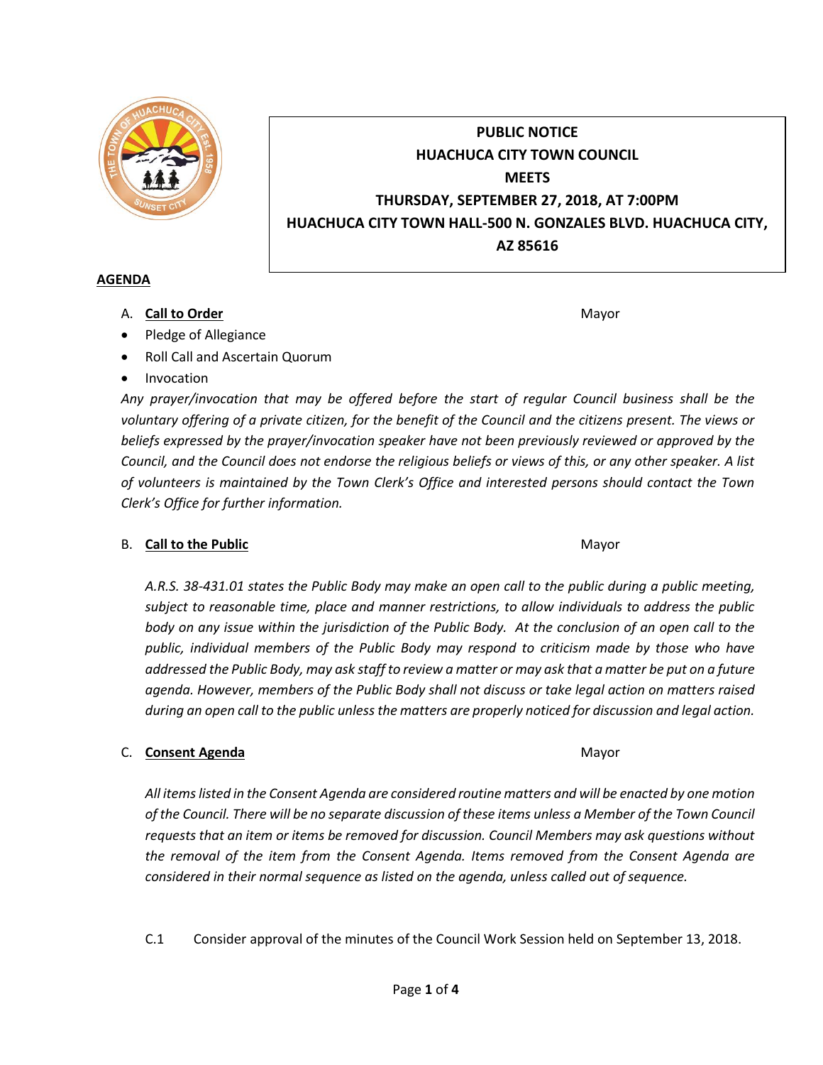**PUBLIC NOTICE**
**HUACHUCA CITY TOWN COUNCIL**
**MEETS**
**THURSDAY, SEPTEMBER 27, 2018, AT 7:00PM**
**HUACHUCA CITY TOWN HALL-500 N. GONZALES BLVD. HUACHUCA CITY, AZ 85616**

## AGENDA

A. **Call to Order** — Mayor

- Pledge of Allegiance
- Roll Call and Ascertain Quorum
- Invocation

*Any prayer/invocation that may be offered before the start of regular Council business shall be the voluntary offering of a private citizen, for the benefit of the Council and the citizens present. The views or beliefs expressed by the prayer/invocation speaker have not been previously reviewed or approved by the Council, and the Council does not endorse the religious beliefs or views of this, or any other speaker. A list of volunteers is maintained by the Town Clerk's Office and interested persons should contact the Town Clerk's Office for further information.*

B. **Call to the Public** — Mayor

*A.R.S. 38-431.01 states the Public Body may make an open call to the public during a public meeting, subject to reasonable time, place and manner restrictions, to allow individuals to address the public body on any issue within the jurisdiction of the Public Body. At the conclusion of an open call to the public, individual members of the Public Body may respond to criticism made by those who have addressed the Public Body, may ask staff to review a matter or may ask that a matter be put on a future agenda. However, members of the Public Body shall not discuss or take legal action on matters raised during an open call to the public unless the matters are properly noticed for discussion and legal action.*

C. **Consent Agenda** — Mayor

*All items listed in the Consent Agenda are considered routine matters and will be enacted by one motion of the Council. There will be no separate discussion of these items unless a Member of the Town Council requests that an item or items be removed for discussion. Council Members may ask questions without the removal of the item from the Consent Agenda. Items removed from the Consent Agenda are considered in their normal sequence as listed on the agenda, unless called out of sequence.*

C.1 Consider approval of the minutes of the Council Work Session held on September 13, 2018.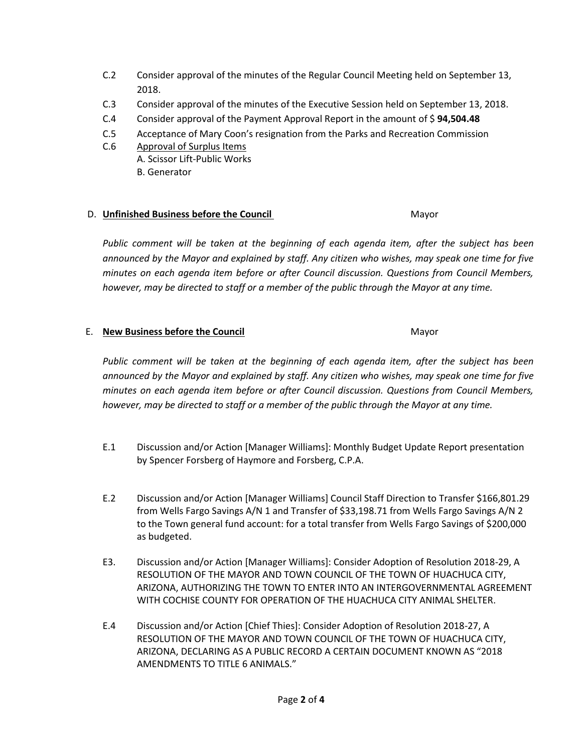C.2 Consider approval of the minutes of the Regular Council Meeting held on September 13, 2018.

C.3 Consider approval of the minutes of the Executive Session held on September 13, 2018.

C.4 Consider approval of the Payment Approval Report in the amount of $ **94,504.48**

C.5 Acceptance of Mary Coon's resignation from the Parks and Recreation Commission

C.6 <u>Approval of Surplus Items</u>
A. Scissor Lift-Public Works
B. Generator

## D. <u>**Unfinished Business before the Council**</u> Mayor

*Public comment will be taken at the beginning of each agenda item, after the subject has been announced by the Mayor and explained by staff. Any citizen who wishes, may speak one time for five minutes on each agenda item before or after Council discussion. Questions from Council Members, however, may be directed to staff or a member of the public through the Mayor at any time.*

## E. <u>**New Business before the Council**</u> Mayor

*Public comment will be taken at the beginning of each agenda item, after the subject has been announced by the Mayor and explained by staff. Any citizen who wishes, may speak one time for five minutes on each agenda item before or after Council discussion. Questions from Council Members, however, may be directed to staff or a member of the public through the Mayor at any time.*

E.1 Discussion and/or Action [Manager Williams]: Monthly Budget Update Report presentation by Spencer Forsberg of Haymore and Forsberg, C.P.A.

E.2 Discussion and/or Action [Manager Williams] Council Staff Direction to Transfer $166,801.29 from Wells Fargo Savings A/N 1 and Transfer of $33,198.71 from Wells Fargo Savings A/N 2 to the Town general fund account: for a total transfer from Wells Fargo Savings of $200,000 as budgeted.

E3. Discussion and/or Action [Manager Williams]: Consider Adoption of Resolution 2018-29, A RESOLUTION OF THE MAYOR AND TOWN COUNCIL OF THE TOWN OF HUACHUCA CITY, ARIZONA, AUTHORIZING THE TOWN TO ENTER INTO AN INTERGOVERNMENTAL AGREEMENT WITH COCHISE COUNTY FOR OPERATION OF THE HUACHUCA CITY ANIMAL SHELTER.

E.4 Discussion and/or Action [Chief Thies]: Consider Adoption of Resolution 2018-27, A RESOLUTION OF THE MAYOR AND TOWN COUNCIL OF THE TOWN OF HUACHUCA CITY, ARIZONA, DECLARING AS A PUBLIC RECORD A CERTAIN DOCUMENT KNOWN AS "2018 AMENDMENTS TO TITLE 6 ANIMALS."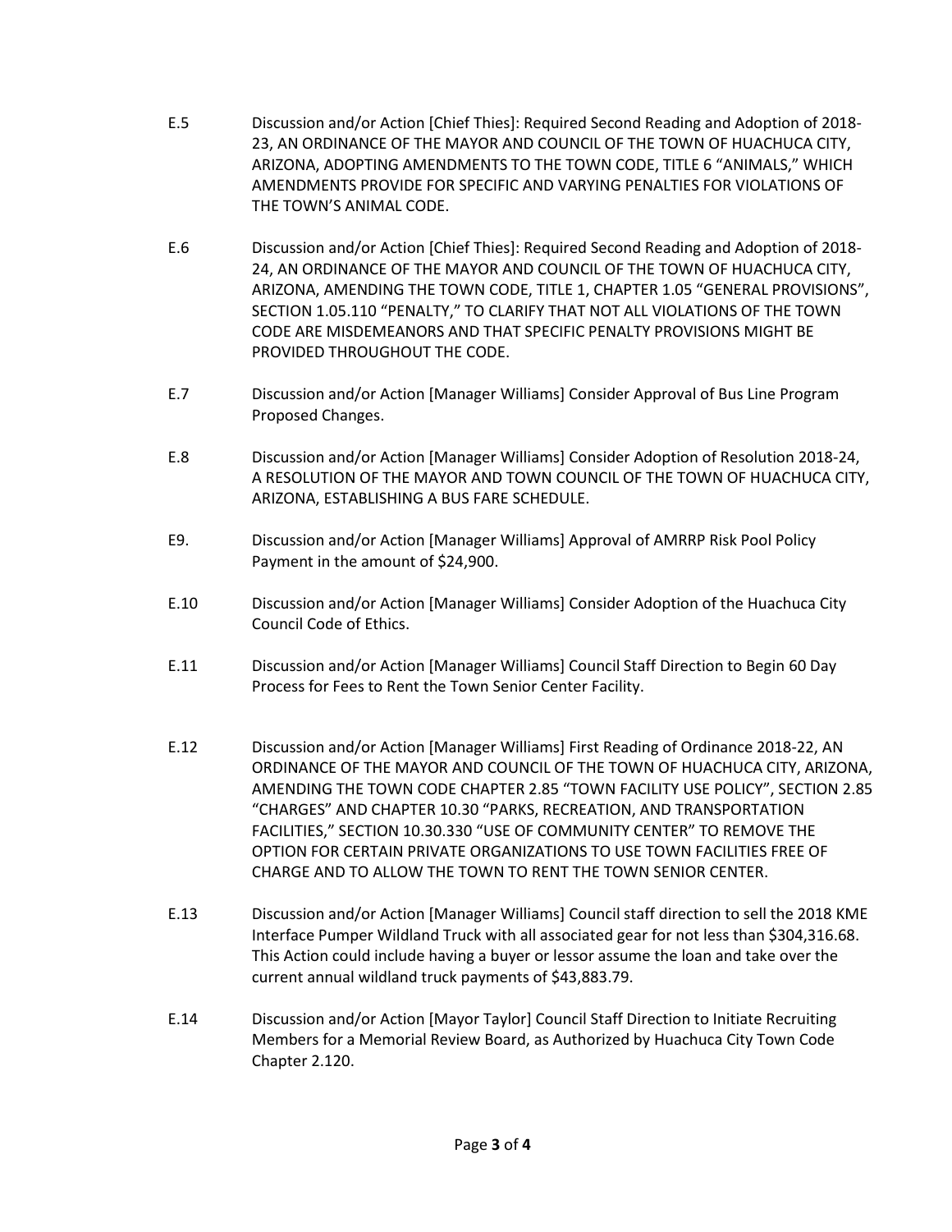E.5 Discussion and/or Action [Chief Thies]: Required Second Reading and Adoption of 2018-23, AN ORDINANCE OF THE MAYOR AND COUNCIL OF THE TOWN OF HUACHUCA CITY, ARIZONA, ADOPTING AMENDMENTS TO THE TOWN CODE, TITLE 6 "ANIMALS," WHICH AMENDMENTS PROVIDE FOR SPECIFIC AND VARYING PENALTIES FOR VIOLATIONS OF THE TOWN'S ANIMAL CODE.

E.6 Discussion and/or Action [Chief Thies]: Required Second Reading and Adoption of 2018-24, AN ORDINANCE OF THE MAYOR AND COUNCIL OF THE TOWN OF HUACHUCA CITY, ARIZONA, AMENDING THE TOWN CODE, TITLE 1, CHAPTER 1.05 "GENERAL PROVISIONS", SECTION 1.05.110 "PENALTY," TO CLARIFY THAT NOT ALL VIOLATIONS OF THE TOWN CODE ARE MISDEMEANORS AND THAT SPECIFIC PENALTY PROVISIONS MIGHT BE PROVIDED THROUGHOUT THE CODE.

E.7 Discussion and/or Action [Manager Williams] Consider Approval of Bus Line Program Proposed Changes.

E.8 Discussion and/or Action [Manager Williams] Consider Adoption of Resolution 2018-24, A RESOLUTION OF THE MAYOR AND TOWN COUNCIL OF THE TOWN OF HUACHUCA CITY, ARIZONA, ESTABLISHING A BUS FARE SCHEDULE.

E9. Discussion and/or Action [Manager Williams] Approval of AMRRP Risk Pool Policy Payment in the amount of $24,900.

E.10 Discussion and/or Action [Manager Williams] Consider Adoption of the Huachuca City Council Code of Ethics.

E.11 Discussion and/or Action [Manager Williams] Council Staff Direction to Begin 60 Day Process for Fees to Rent the Town Senior Center Facility.

E.12 Discussion and/or Action [Manager Williams] First Reading of Ordinance 2018-22, AN ORDINANCE OF THE MAYOR AND COUNCIL OF THE TOWN OF HUACHUCA CITY, ARIZONA, AMENDING THE TOWN CODE CHAPTER 2.85 "TOWN FACILITY USE POLICY", SECTION 2.85 "CHARGES" AND CHAPTER 10.30 "PARKS, RECREATION, AND TRANSPORTATION FACILITIES," SECTION 10.30.330 "USE OF COMMUNITY CENTER" TO REMOVE THE OPTION FOR CERTAIN PRIVATE ORGANIZATIONS TO USE TOWN FACILITIES FREE OF CHARGE AND TO ALLOW THE TOWN TO RENT THE TOWN SENIOR CENTER.

E.13 Discussion and/or Action [Manager Williams] Council staff direction to sell the 2018 KME Interface Pumper Wildland Truck with all associated gear for not less than $304,316.68. This Action could include having a buyer or lessor assume the loan and take over the current annual wildland truck payments of $43,883.79.

E.14 Discussion and/or Action [Mayor Taylor] Council Staff Direction to Initiate Recruiting Members for a Memorial Review Board, as Authorized by Huachuca City Town Code Chapter 2.120.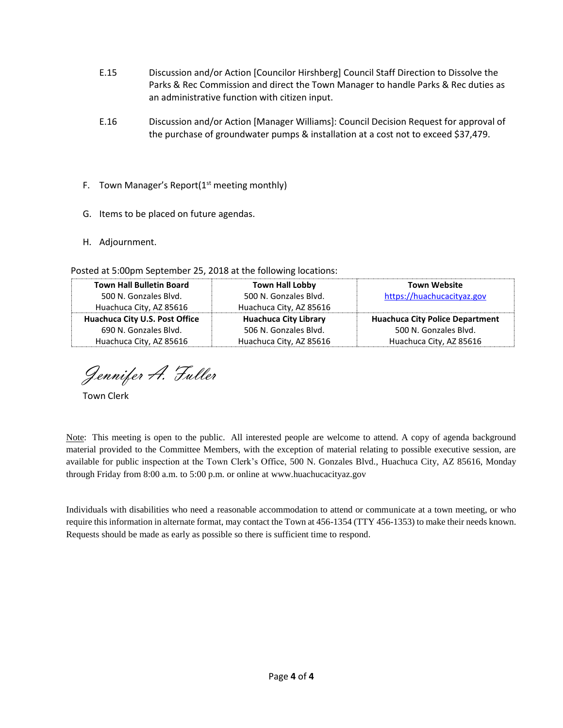E.15 Discussion and/or Action [Councilor Hirshberg] Council Staff Direction to Dissolve the Parks & Rec Commission and direct the Town Manager to handle Parks & Rec duties as an administrative function with citizen input.

E.16 Discussion and/or Action [Manager Williams]: Council Decision Request for approval of the purchase of groundwater pumps & installation at a cost not to exceed $37,479.

F. Town Manager's Report(1st meeting monthly)

G. Items to be placed on future agendas.

H. Adjournment.

Posted at 5:00pm September 25, 2018 at the following locations:

| | | |
|---|---|---|
| **Town Hall Bulletin Board**<br>500 N. Gonzales Blvd.<br>Huachuca City, AZ 85616 | **Town Hall Lobby**<br>500 N. Gonzales Blvd.<br>Huachuca City, AZ 85616 | **Town Website**<br>https://huachucacityaz.gov |
| **Huachuca City U.S. Post Office**<br>690 N. Gonzales Blvd.<br>Huachuca City, AZ 85616 | **Huachuca City Library**<br>506 N. Gonzales Blvd.<br>Huachuca City, AZ 85616 | **Huachuca City Police Department**<br>500 N. Gonzales Blvd.<br>Huachuca City, AZ 85616 |

*Jennifer A. Fuller*

Town Clerk

Note: This meeting is open to the public. All interested people are welcome to attend. A copy of agenda background material provided to the Committee Members, with the exception of material relating to possible executive session, are available for public inspection at the Town Clerk's Office, 500 N. Gonzales Blvd., Huachuca City, AZ 85616, Monday through Friday from 8:00 a.m. to 5:00 p.m. or online at www.huachucacityaz.gov

Individuals with disabilities who need a reasonable accommodation to attend or communicate at a town meeting, or who require this information in alternate format, may contact the Town at 456-1354 (TTY 456-1353) to make their needs known. Requests should be made as early as possible so there is sufficient time to respond.